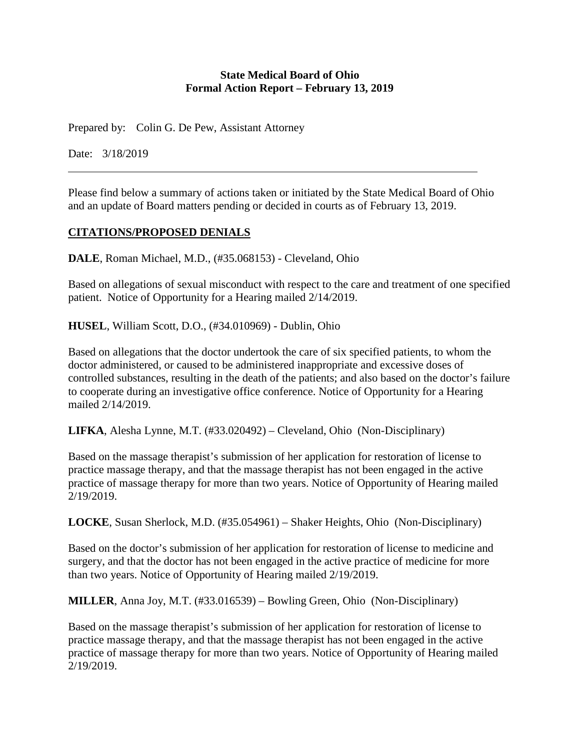**State Medical Board of Ohio**
**Formal Action Report – February 13, 2019**

Prepared by: Colin G. De Pew, Assistant Attorney

Date: 3/18/2019

---

Please find below a summary of actions taken or initiated by the State Medical Board of Ohio and an update of Board matters pending or decided in courts as of February 13, 2019.

## CITATIONS/PROPOSED DENIALS

**DALE**, Roman Michael, M.D., (#35.068153) - Cleveland, Ohio

Based on allegations of sexual misconduct with respect to the care and treatment of one specified patient. Notice of Opportunity for a Hearing mailed 2/14/2019.

**HUSEL**, William Scott, D.O., (#34.010969) - Dublin, Ohio

Based on allegations that the doctor undertook the care of six specified patients, to whom the doctor administered, or caused to be administered inappropriate and excessive doses of controlled substances, resulting in the death of the patients; and also based on the doctor's failure to cooperate during an investigative office conference. Notice of Opportunity for a Hearing mailed 2/14/2019.

**LIFKA**, Alesha Lynne, M.T. (#33.020492) – Cleveland, Ohio (Non-Disciplinary)

Based on the massage therapist's submission of her application for restoration of license to practice massage therapy, and that the massage therapist has not been engaged in the active practice of massage therapy for more than two years. Notice of Opportunity of Hearing mailed 2/19/2019.

**LOCKE**, Susan Sherlock, M.D. (#35.054961) – Shaker Heights, Ohio (Non-Disciplinary)

Based on the doctor's submission of her application for restoration of license to medicine and surgery, and that the doctor has not been engaged in the active practice of medicine for more than two years. Notice of Opportunity of Hearing mailed 2/19/2019.

**MILLER**, Anna Joy, M.T. (#33.016539) – Bowling Green, Ohio (Non-Disciplinary)

Based on the massage therapist's submission of her application for restoration of license to practice massage therapy, and that the massage therapist has not been engaged in the active practice of massage therapy for more than two years. Notice of Opportunity of Hearing mailed 2/19/2019.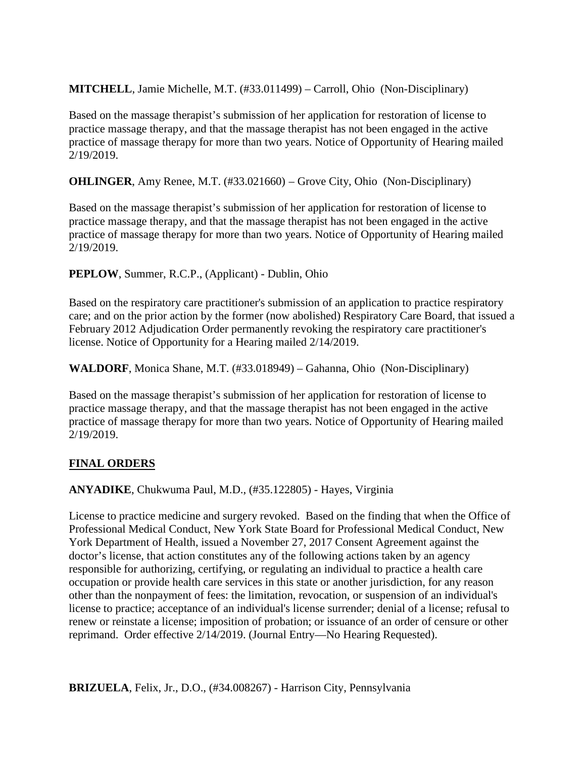**MITCHELL**, Jamie Michelle, M.T. (#33.011499) – Carroll, Ohio (Non-Disciplinary)

Based on the massage therapist's submission of her application for restoration of license to practice massage therapy, and that the massage therapist has not been engaged in the active practice of massage therapy for more than two years. Notice of Opportunity of Hearing mailed 2/19/2019.

**OHLINGER**, Amy Renee, M.T. (#33.021660) – Grove City, Ohio (Non-Disciplinary)

Based on the massage therapist's submission of her application for restoration of license to practice massage therapy, and that the massage therapist has not been engaged in the active practice of massage therapy for more than two years. Notice of Opportunity of Hearing mailed 2/19/2019.

**PEPLOW**, Summer, R.C.P., (Applicant) - Dublin, Ohio

Based on the respiratory care practitioner's submission of an application to practice respiratory care; and on the prior action by the former (now abolished) Respiratory Care Board, that issued a February 2012 Adjudication Order permanently revoking the respiratory care practitioner's license. Notice of Opportunity for a Hearing mailed 2/14/2019.

**WALDORF**, Monica Shane, M.T. (#33.018949) – Gahanna, Ohio (Non-Disciplinary)

Based on the massage therapist's submission of her application for restoration of license to practice massage therapy, and that the massage therapist has not been engaged in the active practice of massage therapy for more than two years. Notice of Opportunity of Hearing mailed 2/19/2019.

## FINAL ORDERS

**ANYADIKE**, Chukwuma Paul, M.D., (#35.122805) - Hayes, Virginia

License to practice medicine and surgery revoked. Based on the finding that when the Office of Professional Medical Conduct, New York State Board for Professional Medical Conduct, New York Department of Health, issued a November 27, 2017 Consent Agreement against the doctor's license, that action constitutes any of the following actions taken by an agency responsible for authorizing, certifying, or regulating an individual to practice a health care occupation or provide health care services in this state or another jurisdiction, for any reason other than the nonpayment of fees: the limitation, revocation, or suspension of an individual's license to practice; acceptance of an individual's license surrender; denial of a license; refusal to renew or reinstate a license; imposition of probation; or issuance of an order of censure or other reprimand. Order effective 2/14/2019. (Journal Entry—No Hearing Requested).

**BRIZUELA**, Felix, Jr., D.O., (#34.008267) - Harrison City, Pennsylvania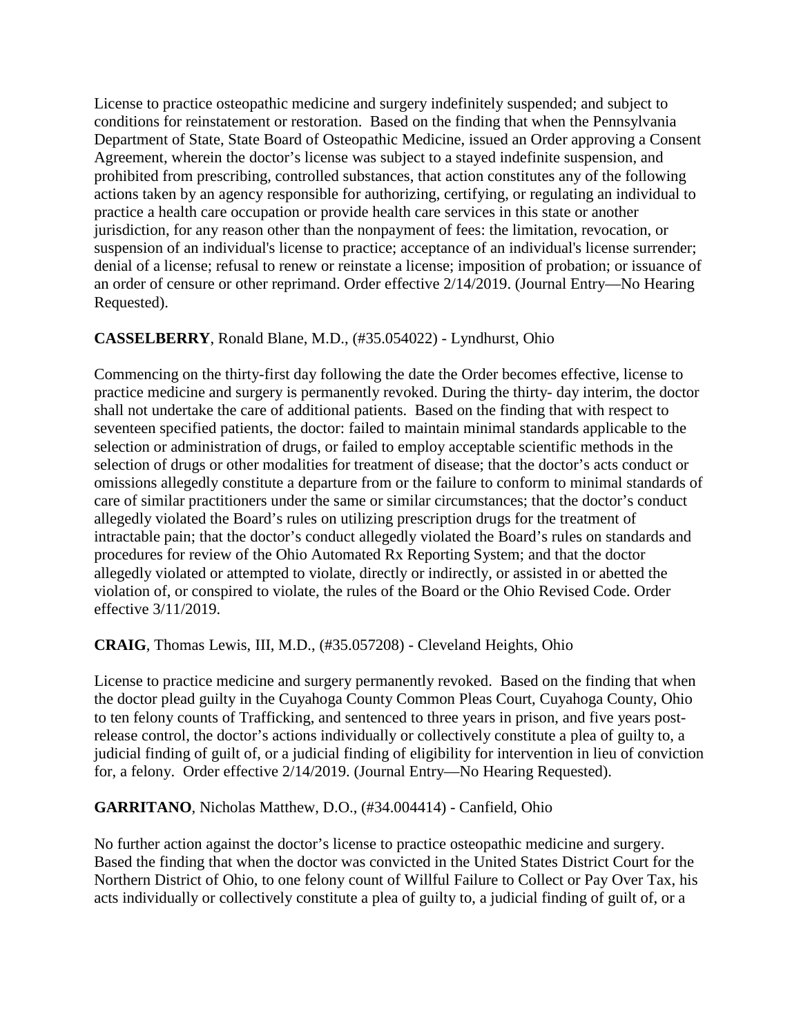License to practice osteopathic medicine and surgery indefinitely suspended; and subject to conditions for reinstatement or restoration. Based on the finding that when the Pennsylvania Department of State, State Board of Osteopathic Medicine, issued an Order approving a Consent Agreement, wherein the doctor's license was subject to a stayed indefinite suspension, and prohibited from prescribing, controlled substances, that action constitutes any of the following actions taken by an agency responsible for authorizing, certifying, or regulating an individual to practice a health care occupation or provide health care services in this state or another jurisdiction, for any reason other than the nonpayment of fees: the limitation, revocation, or suspension of an individual's license to practice; acceptance of an individual's license surrender; denial of a license; refusal to renew or reinstate a license; imposition of probation; or issuance of an order of censure or other reprimand. Order effective 2/14/2019. (Journal Entry—No Hearing Requested).

**CASSELBERRY**, Ronald Blane, M.D., (#35.054022) - Lyndhurst, Ohio

Commencing on the thirty-first day following the date the Order becomes effective, license to practice medicine and surgery is permanently revoked. During the thirty- day interim, the doctor shall not undertake the care of additional patients. Based on the finding that with respect to seventeen specified patients, the doctor: failed to maintain minimal standards applicable to the selection or administration of drugs, or failed to employ acceptable scientific methods in the selection of drugs or other modalities for treatment of disease; that the doctor's acts conduct or omissions allegedly constitute a departure from or the failure to conform to minimal standards of care of similar practitioners under the same or similar circumstances; that the doctor's conduct allegedly violated the Board's rules on utilizing prescription drugs for the treatment of intractable pain; that the doctor's conduct allegedly violated the Board's rules on standards and procedures for review of the Ohio Automated Rx Reporting System; and that the doctor allegedly violated or attempted to violate, directly or indirectly, or assisted in or abetted the violation of, or conspired to violate, the rules of the Board or the Ohio Revised Code. Order effective 3/11/2019.

**CRAIG**, Thomas Lewis, III, M.D., (#35.057208) - Cleveland Heights, Ohio

License to practice medicine and surgery permanently revoked. Based on the finding that when the doctor plead guilty in the Cuyahoga County Common Pleas Court, Cuyahoga County, Ohio to ten felony counts of Trafficking, and sentenced to three years in prison, and five years post-release control, the doctor's actions individually or collectively constitute a plea of guilty to, a judicial finding of guilt of, or a judicial finding of eligibility for intervention in lieu of conviction for, a felony. Order effective 2/14/2019. (Journal Entry—No Hearing Requested).

**GARRITANO**, Nicholas Matthew, D.O., (#34.004414) - Canfield, Ohio

No further action against the doctor's license to practice osteopathic medicine and surgery. Based the finding that when the doctor was convicted in the United States District Court for the Northern District of Ohio, to one felony count of Willful Failure to Collect or Pay Over Tax, his acts individually or collectively constitute a plea of guilty to, a judicial finding of guilt of, or a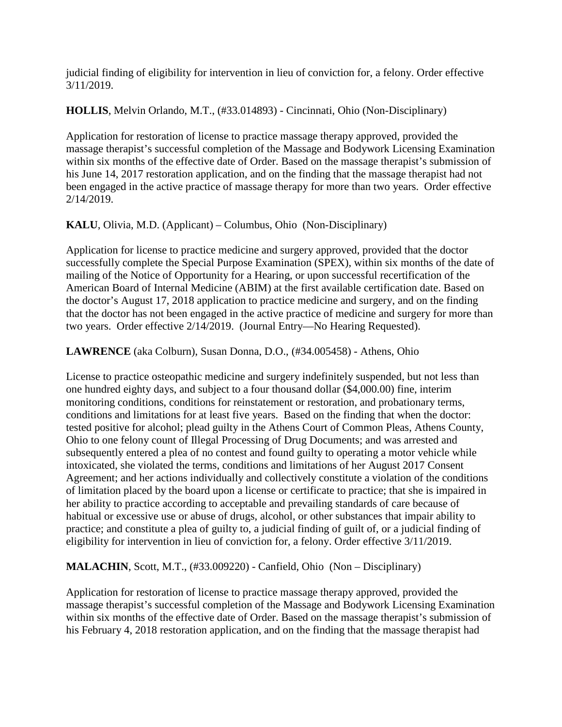judicial finding of eligibility for intervention in lieu of conviction for, a felony. Order effective 3/11/2019.

**HOLLIS**, Melvin Orlando, M.T., (#33.014893) - Cincinnati, Ohio (Non-Disciplinary)

Application for restoration of license to practice massage therapy approved, provided the massage therapist's successful completion of the Massage and Bodywork Licensing Examination within six months of the effective date of Order. Based on the massage therapist's submission of his June 14, 2017 restoration application, and on the finding that the massage therapist had not been engaged in the active practice of massage therapy for more than two years. Order effective 2/14/2019.

**KALU**, Olivia, M.D. (Applicant) – Columbus, Ohio (Non-Disciplinary)

Application for license to practice medicine and surgery approved, provided that the doctor successfully complete the Special Purpose Examination (SPEX), within six months of the date of mailing of the Notice of Opportunity for a Hearing, or upon successful recertification of the American Board of Internal Medicine (ABIM) at the first available certification date. Based on the doctor's August 17, 2018 application to practice medicine and surgery, and on the finding that the doctor has not been engaged in the active practice of medicine and surgery for more than two years. Order effective 2/14/2019. (Journal Entry—No Hearing Requested).

**LAWRENCE** (aka Colburn), Susan Donna, D.O., (#34.005458) - Athens, Ohio

License to practice osteopathic medicine and surgery indefinitely suspended, but not less than one hundred eighty days, and subject to a four thousand dollar ($4,000.00) fine, interim monitoring conditions, conditions for reinstatement or restoration, and probationary terms, conditions and limitations for at least five years. Based on the finding that when the doctor: tested positive for alcohol; plead guilty in the Athens Court of Common Pleas, Athens County, Ohio to one felony count of Illegal Processing of Drug Documents; and was arrested and subsequently entered a plea of no contest and found guilty to operating a motor vehicle while intoxicated, she violated the terms, conditions and limitations of her August 2017 Consent Agreement; and her actions individually and collectively constitute a violation of the conditions of limitation placed by the board upon a license or certificate to practice; that she is impaired in her ability to practice according to acceptable and prevailing standards of care because of habitual or excessive use or abuse of drugs, alcohol, or other substances that impair ability to practice; and constitute a plea of guilty to, a judicial finding of guilt of, or a judicial finding of eligibility for intervention in lieu of conviction for, a felony. Order effective 3/11/2019.

**MALACHIN**, Scott, M.T., (#33.009220) - Canfield, Ohio (Non – Disciplinary)

Application for restoration of license to practice massage therapy approved, provided the massage therapist's successful completion of the Massage and Bodywork Licensing Examination within six months of the effective date of Order. Based on the massage therapist's submission of his February 4, 2018 restoration application, and on the finding that the massage therapist had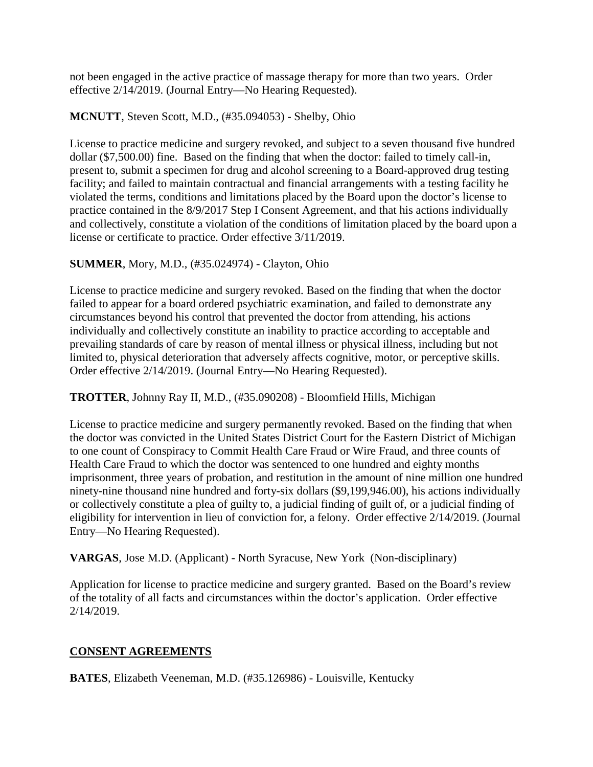not been engaged in the active practice of massage therapy for more than two years. Order effective 2/14/2019. (Journal Entry—No Hearing Requested).

**MCNUTT**, Steven Scott, M.D., (#35.094053) - Shelby, Ohio

License to practice medicine and surgery revoked, and subject to a seven thousand five hundred dollar ($7,500.00) fine. Based on the finding that when the doctor: failed to timely call-in, present to, submit a specimen for drug and alcohol screening to a Board-approved drug testing facility; and failed to maintain contractual and financial arrangements with a testing facility he violated the terms, conditions and limitations placed by the Board upon the doctor's license to practice contained in the 8/9/2017 Step I Consent Agreement, and that his actions individually and collectively, constitute a violation of the conditions of limitation placed by the board upon a license or certificate to practice. Order effective 3/11/2019.

**SUMMER**, Mory, M.D., (#35.024974) - Clayton, Ohio

License to practice medicine and surgery revoked. Based on the finding that when the doctor failed to appear for a board ordered psychiatric examination, and failed to demonstrate any circumstances beyond his control that prevented the doctor from attending, his actions individually and collectively constitute an inability to practice according to acceptable and prevailing standards of care by reason of mental illness or physical illness, including but not limited to, physical deterioration that adversely affects cognitive, motor, or perceptive skills. Order effective 2/14/2019. (Journal Entry—No Hearing Requested).

**TROTTER**, Johnny Ray II, M.D., (#35.090208) - Bloomfield Hills, Michigan

License to practice medicine and surgery permanently revoked. Based on the finding that when the doctor was convicted in the United States District Court for the Eastern District of Michigan to one count of Conspiracy to Commit Health Care Fraud or Wire Fraud, and three counts of Health Care Fraud to which the doctor was sentenced to one hundred and eighty months imprisonment, three years of probation, and restitution in the amount of nine million one hundred ninety-nine thousand nine hundred and forty-six dollars ($9,199,946.00), his actions individually or collectively constitute a plea of guilty to, a judicial finding of guilt of, or a judicial finding of eligibility for intervention in lieu of conviction for, a felony. Order effective 2/14/2019. (Journal Entry—No Hearing Requested).

**VARGAS**, Jose M.D. (Applicant) - North Syracuse, New York (Non-disciplinary)

Application for license to practice medicine and surgery granted. Based on the Board's review of the totality of all facts and circumstances within the doctor's application. Order effective 2/14/2019.

## CONSENT AGREEMENTS

**BATES**, Elizabeth Veeneman, M.D. (#35.126986) - Louisville, Kentucky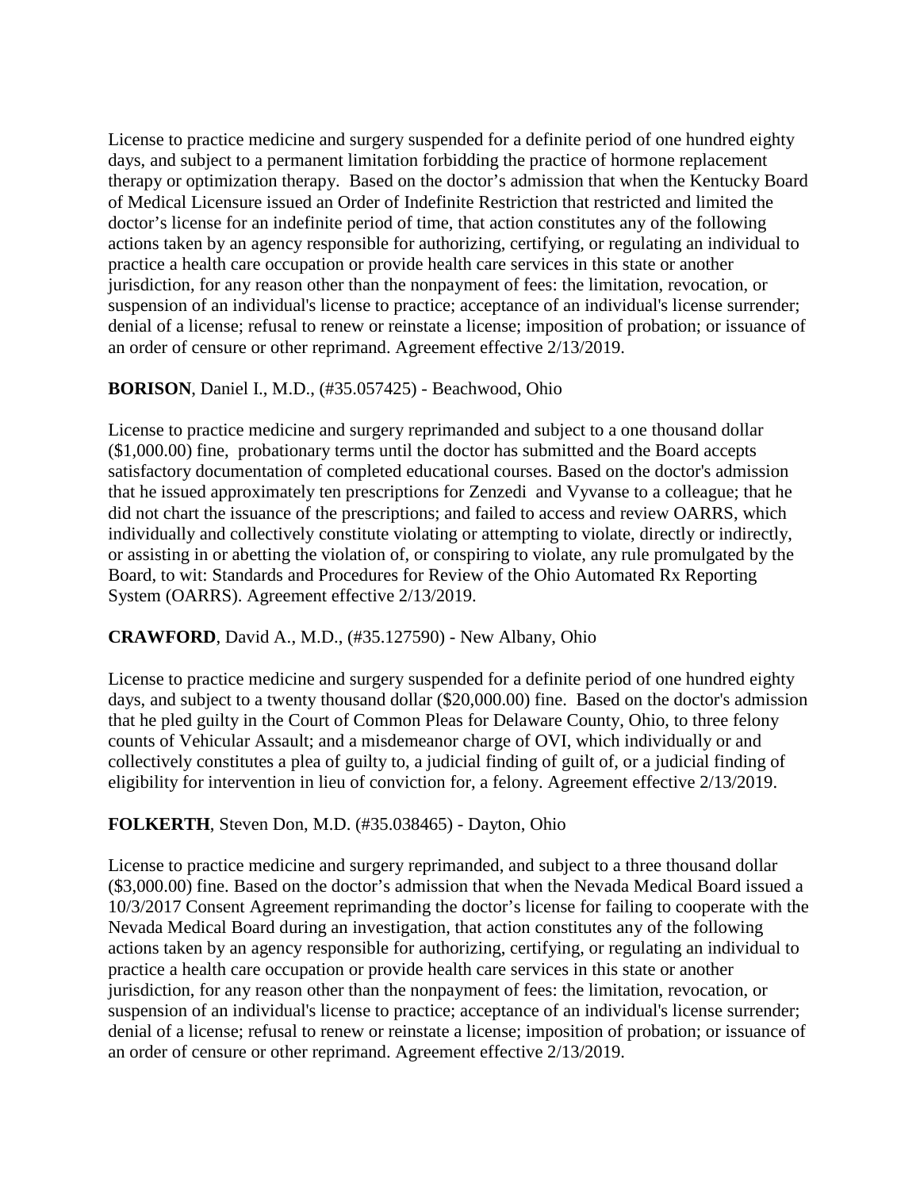License to practice medicine and surgery suspended for a definite period of one hundred eighty days, and subject to a permanent limitation forbidding the practice of hormone replacement therapy or optimization therapy. Based on the doctor's admission that when the Kentucky Board of Medical Licensure issued an Order of Indefinite Restriction that restricted and limited the doctor's license for an indefinite period of time, that action constitutes any of the following actions taken by an agency responsible for authorizing, certifying, or regulating an individual to practice a health care occupation or provide health care services in this state or another jurisdiction, for any reason other than the nonpayment of fees: the limitation, revocation, or suspension of an individual's license to practice; acceptance of an individual's license surrender; denial of a license; refusal to renew or reinstate a license; imposition of probation; or issuance of an order of censure or other reprimand. Agreement effective 2/13/2019.

**BORISON**, Daniel I., M.D., (#35.057425) - Beachwood, Ohio

License to practice medicine and surgery reprimanded and subject to a one thousand dollar ($1,000.00) fine, probationary terms until the doctor has submitted and the Board accepts satisfactory documentation of completed educational courses. Based on the doctor's admission that he issued approximately ten prescriptions for Zenzedi and Vyvanse to a colleague; that he did not chart the issuance of the prescriptions; and failed to access and review OARRS, which individually and collectively constitute violating or attempting to violate, directly or indirectly, or assisting in or abetting the violation of, or conspiring to violate, any rule promulgated by the Board, to wit: Standards and Procedures for Review of the Ohio Automated Rx Reporting System (OARRS). Agreement effective 2/13/2019.

**CRAWFORD**, David A., M.D., (#35.127590) - New Albany, Ohio

License to practice medicine and surgery suspended for a definite period of one hundred eighty days, and subject to a twenty thousand dollar ($20,000.00) fine. Based on the doctor's admission that he pled guilty in the Court of Common Pleas for Delaware County, Ohio, to three felony counts of Vehicular Assault; and a misdemeanor charge of OVI, which individually or and collectively constitutes a plea of guilty to, a judicial finding of guilt of, or a judicial finding of eligibility for intervention in lieu of conviction for, a felony. Agreement effective 2/13/2019.

**FOLKERTH**, Steven Don, M.D. (#35.038465) - Dayton, Ohio

License to practice medicine and surgery reprimanded, and subject to a three thousand dollar ($3,000.00) fine. Based on the doctor's admission that when the Nevada Medical Board issued a 10/3/2017 Consent Agreement reprimanding the doctor's license for failing to cooperate with the Nevada Medical Board during an investigation, that action constitutes any of the following actions taken by an agency responsible for authorizing, certifying, or regulating an individual to practice a health care occupation or provide health care services in this state or another jurisdiction, for any reason other than the nonpayment of fees: the limitation, revocation, or suspension of an individual's license to practice; acceptance of an individual's license surrender; denial of a license; refusal to renew or reinstate a license; imposition of probation; or issuance of an order of censure or other reprimand. Agreement effective 2/13/2019.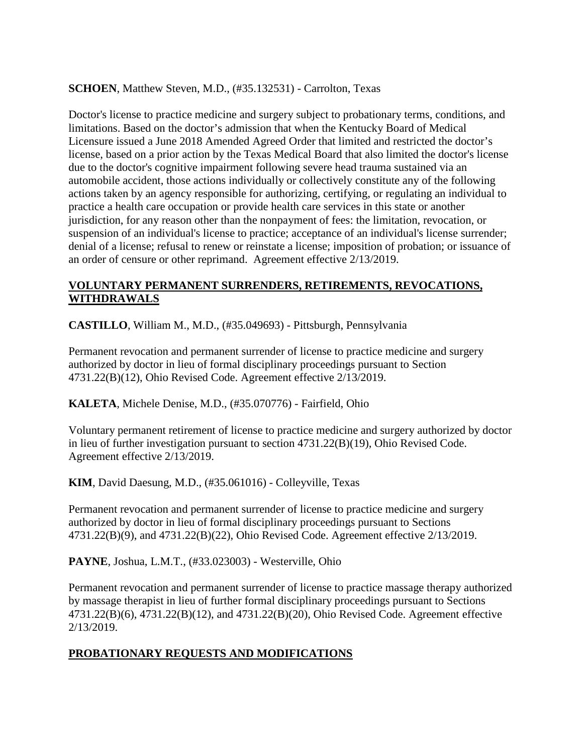**SCHOEN**, Matthew Steven, M.D., (#35.132531) - Carrolton, Texas

Doctor's license to practice medicine and surgery subject to probationary terms, conditions, and limitations. Based on the doctor's admission that when the Kentucky Board of Medical Licensure issued a June 2018 Amended Agreed Order that limited and restricted the doctor's license, based on a prior action by the Texas Medical Board that also limited the doctor's license due to the doctor's cognitive impairment following severe head trauma sustained via an automobile accident, those actions individually or collectively constitute any of the following actions taken by an agency responsible for authorizing, certifying, or regulating an individual to practice a health care occupation or provide health care services in this state or another jurisdiction, for any reason other than the nonpayment of fees: the limitation, revocation, or suspension of an individual's license to practice; acceptance of an individual's license surrender; denial of a license; refusal to renew or reinstate a license; imposition of probation; or issuance of an order of censure or other reprimand. Agreement effective 2/13/2019.

## VOLUNTARY PERMANENT SURRENDERS, RETIREMENTS, REVOCATIONS, WITHDRAWALS

**CASTILLO**, William M., M.D., (#35.049693) - Pittsburgh, Pennsylvania

Permanent revocation and permanent surrender of license to practice medicine and surgery authorized by doctor in lieu of formal disciplinary proceedings pursuant to Section 4731.22(B)(12), Ohio Revised Code. Agreement effective 2/13/2019.

**KALETA**, Michele Denise, M.D., (#35.070776) - Fairfield, Ohio

Voluntary permanent retirement of license to practice medicine and surgery authorized by doctor in lieu of further investigation pursuant to section 4731.22(B)(19), Ohio Revised Code. Agreement effective 2/13/2019.

**KIM**, David Daesung, M.D., (#35.061016) - Colleyville, Texas

Permanent revocation and permanent surrender of license to practice medicine and surgery authorized by doctor in lieu of formal disciplinary proceedings pursuant to Sections 4731.22(B)(9), and 4731.22(B)(22), Ohio Revised Code. Agreement effective 2/13/2019.

**PAYNE**, Joshua, L.M.T., (#33.023003) - Westerville, Ohio

Permanent revocation and permanent surrender of license to practice massage therapy authorized by massage therapist in lieu of further formal disciplinary proceedings pursuant to Sections 4731.22(B)(6), 4731.22(B)(12), and 4731.22(B)(20), Ohio Revised Code. Agreement effective 2/13/2019.

## PROBATIONARY REQUESTS AND MODIFICATIONS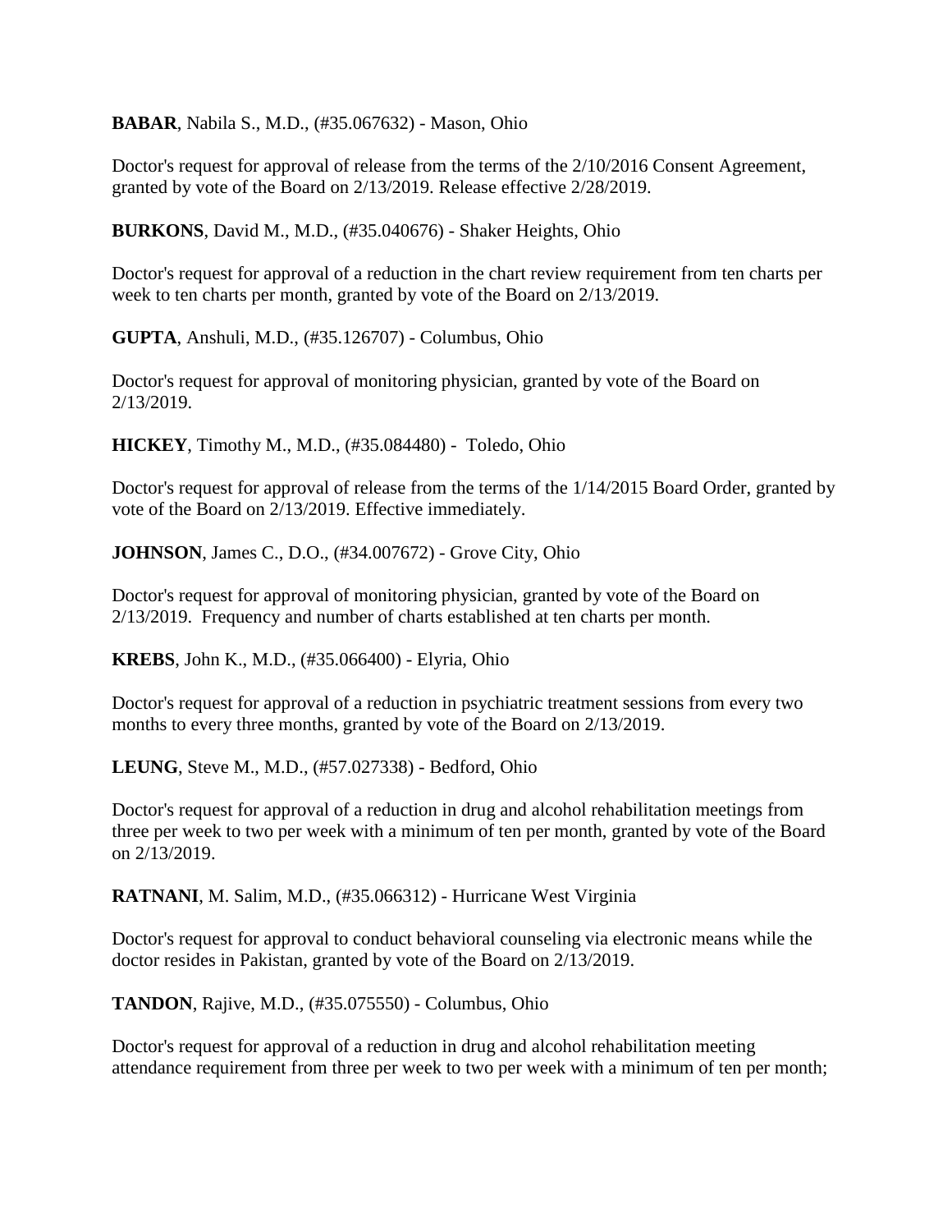**BABAR**, Nabila S., M.D., (#35.067632) - Mason, Ohio

Doctor's request for approval of release from the terms of the 2/10/2016 Consent Agreement, granted by vote of the Board on 2/13/2019. Release effective 2/28/2019.

**BURKONS**, David M., M.D., (#35.040676) - Shaker Heights, Ohio

Doctor's request for approval of a reduction in the chart review requirement from ten charts per week to ten charts per month, granted by vote of the Board on 2/13/2019.

**GUPTA**, Anshuli, M.D., (#35.126707) - Columbus, Ohio

Doctor's request for approval of monitoring physician, granted by vote of the Board on 2/13/2019.

**HICKEY**, Timothy M., M.D., (#35.084480) - Toledo, Ohio

Doctor's request for approval of release from the terms of the 1/14/2015 Board Order, granted by vote of the Board on 2/13/2019. Effective immediately.

**JOHNSON**, James C., D.O., (#34.007672) - Grove City, Ohio

Doctor's request for approval of monitoring physician, granted by vote of the Board on 2/13/2019. Frequency and number of charts established at ten charts per month.

**KREBS**, John K., M.D., (#35.066400) - Elyria, Ohio

Doctor's request for approval of a reduction in psychiatric treatment sessions from every two months to every three months, granted by vote of the Board on 2/13/2019.

**LEUNG**, Steve M., M.D., (#57.027338) - Bedford, Ohio

Doctor's request for approval of a reduction in drug and alcohol rehabilitation meetings from three per week to two per week with a minimum of ten per month, granted by vote of the Board on 2/13/2019.

**RATNANI**, M. Salim, M.D., (#35.066312) - Hurricane West Virginia

Doctor's request for approval to conduct behavioral counseling via electronic means while the doctor resides in Pakistan, granted by vote of the Board on 2/13/2019.

**TANDON**, Rajive, M.D., (#35.075550) - Columbus, Ohio

Doctor's request for approval of a reduction in drug and alcohol rehabilitation meeting attendance requirement from three per week to two per week with a minimum of ten per month;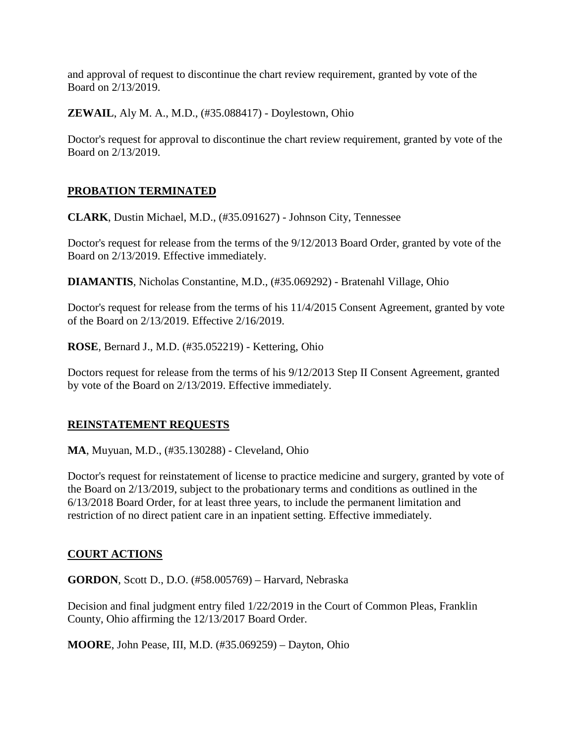and approval of request to discontinue the chart review requirement, granted by vote of the Board on 2/13/2019.

**ZEWAIL**, Aly M. A., M.D., (#35.088417) - Doylestown, Ohio

Doctor's request for approval to discontinue the chart review requirement, granted by vote of the Board on 2/13/2019.

## PROBATION TERMINATED

**CLARK**, Dustin Michael, M.D., (#35.091627) - Johnson City, Tennessee

Doctor's request for release from the terms of the 9/12/2013 Board Order, granted by vote of the Board on 2/13/2019. Effective immediately.

**DIAMANTIS**, Nicholas Constantine, M.D., (#35.069292) - Bratenahl Village, Ohio

Doctor's request for release from the terms of his 11/4/2015 Consent Agreement, granted by vote of the Board on 2/13/2019. Effective 2/16/2019.

**ROSE**, Bernard J., M.D. (#35.052219) - Kettering, Ohio

Doctors request for release from the terms of his 9/12/2013 Step II Consent Agreement, granted by vote of the Board on 2/13/2019. Effective immediately.

## REINSTATEMENT REQUESTS

**MA**, Muyuan, M.D., (#35.130288) - Cleveland, Ohio

Doctor's request for reinstatement of license to practice medicine and surgery, granted by vote of the Board on 2/13/2019, subject to the probationary terms and conditions as outlined in the 6/13/2018 Board Order, for at least three years, to include the permanent limitation and restriction of no direct patient care in an inpatient setting. Effective immediately.

## COURT ACTIONS

**GORDON**, Scott D., D.O. (#58.005769) – Harvard, Nebraska

Decision and final judgment entry filed 1/22/2019 in the Court of Common Pleas, Franklin County, Ohio affirming the 12/13/2017 Board Order.

**MOORE**, John Pease, III, M.D. (#35.069259) – Dayton, Ohio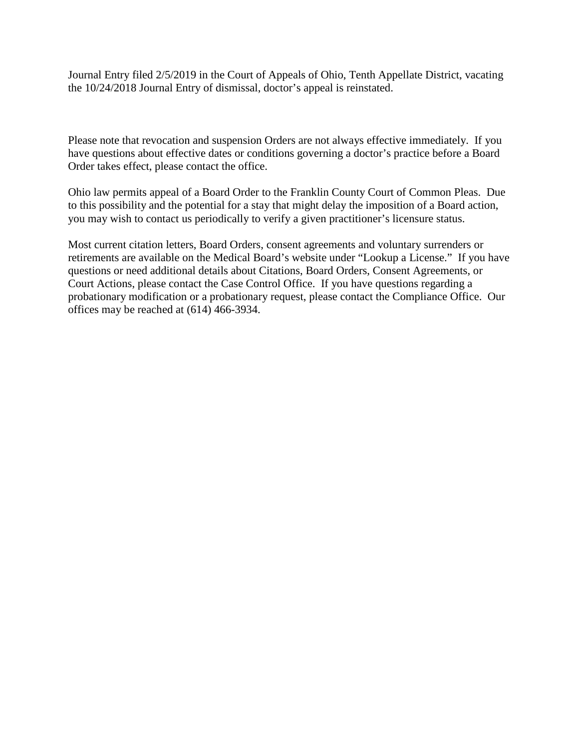Journal Entry filed 2/5/2019 in the Court of Appeals of Ohio, Tenth Appellate District, vacating the 10/24/2018 Journal Entry of dismissal, doctor's appeal is reinstated.

Please note that revocation and suspension Orders are not always effective immediately. If you have questions about effective dates or conditions governing a doctor's practice before a Board Order takes effect, please contact the office.

Ohio law permits appeal of a Board Order to the Franklin County Court of Common Pleas. Due to this possibility and the potential for a stay that might delay the imposition of a Board action, you may wish to contact us periodically to verify a given practitioner's licensure status.

Most current citation letters, Board Orders, consent agreements and voluntary surrenders or retirements are available on the Medical Board's website under "Lookup a License." If you have questions or need additional details about Citations, Board Orders, Consent Agreements, or Court Actions, please contact the Case Control Office. If you have questions regarding a probationary modification or a probationary request, please contact the Compliance Office. Our offices may be reached at (614) 466-3934.